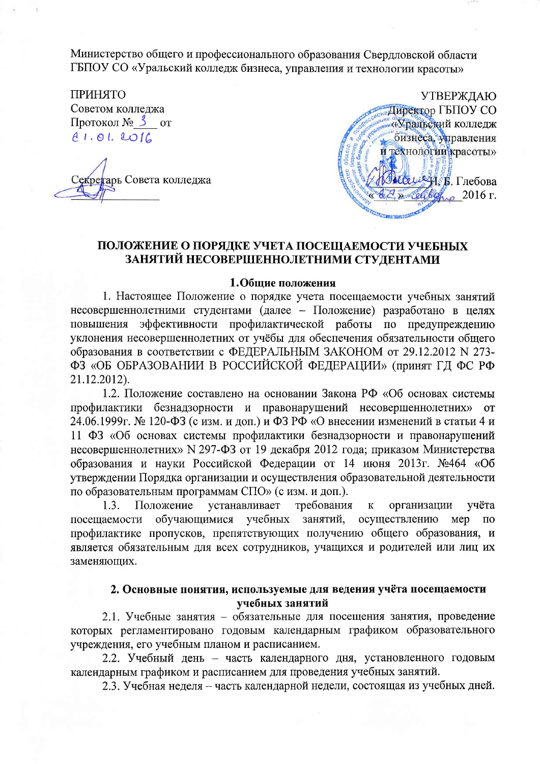Министерство общего и профессионального образования Свердловской области
ГБПОУ СО «Уральский колледж бизнеса, управления и технологии красоты»

| ПРИНЯТО | УТВЕРЖДАЮ |
| --- | --- |
| Советом колледжа | Директор ГБПОУ СО |
| Протокол № 3 от 21.01.2016 | «Уральский колледж бизнеса, управления и технологии красоты» |
| Секретарь Совета колледжа | Н. Б. Глебова |
| | «22» января 2016 г. |

## ПОЛОЖЕНИЕ О ПОРЯДКЕ УЧЕТА ПОСЕЩАЕМОСТИ УЧЕБНЫХ ЗАНЯТИЙ НЕСОВЕРШЕННОЛЕТНИМИ СТУДЕНТАМИ

### 1.Общие положения

1. Настоящее Положение о порядке учета посещаемости учебных занятий несовершеннолетними студентами (далее – Положение) разработано в целях повышения эффективности профилактической работы по предупреждению уклонения несовершеннолетних от учёбы для обеспечения обязательности общего образования в соответствии с ФЕДЕРАЛЬНЫМ ЗАКОНОМ от 29.12.2012 N 273-ФЗ «ОБ ОБРАЗОВАНИИ В РОССИЙСКОЙ ФЕДЕРАЦИИ» (принят ГД ФС РФ 21.12.2012).

1.2. Положение составлено на основании Закона РФ «Об основах системы профилактики безнадзорности и правонарушений несовершеннолетних» от 24.06.1999г. № 120-ФЗ (с изм. и доп.) и ФЗ РФ «О внесении изменений в статьи 4 и 11 ФЗ «Об основах системы профилактики безнадзорности и правонарушений несовершеннолетних» N 297-ФЗ от 19 декабря 2012 года; приказом Министерства образования и науки Российской Федерации от 14 июня 2013г. №464 «Об утверждении Порядка организации и осуществления образовательной деятельности по образовательным программам СПО» (с изм. и доп.).

1.3. Положение устанавливает требования к организации учёта посещаемости обучающимися учебных занятий, осуществлению мер по профилактике пропусков, препятствующих получению общего образования, и является обязательным для всех сотрудников, учащихся и родителей или лиц их заменяющих.

### 2. Основные понятия, используемые для ведения учёта посещаемости учебных занятий

2.1. Учебные занятия – обязательные для посещения занятия, проведение которых регламентировано годовым календарным графиком образовательного учреждения, его учебным планом и расписанием.

2.2. Учебный день – часть календарного дня, установленного годовым календарным графиком и расписанием для проведения учебных занятий.

2.3. Учебная неделя – часть календарной недели, состоящая из учебных дней.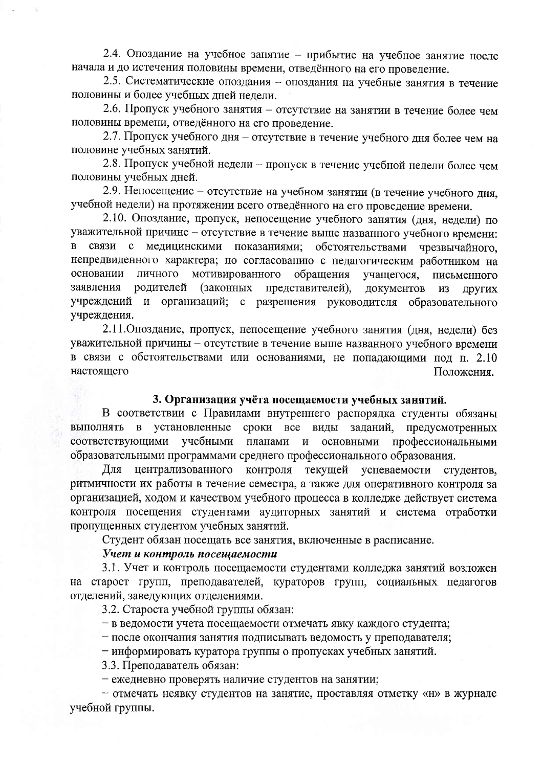2.4. Опоздание на учебное занятие – прибытие на учебное занятие после начала и до истечения половины времени, отведённого на его проведение.

2.5. Систематические опоздания – опоздания на учебные занятия в течение половины и более учебных дней недели.

2.6. Пропуск учебного занятия – отсутствие на занятии в течение более чем половины времени, отведённого на его проведение.

2.7. Пропуск учебного дня – отсутствие в течение учебного дня более чем на половине учебных занятий.

2.8. Пропуск учебной недели – пропуск в течение учебной недели более чем половины учебных дней.

2.9. Непосещение – отсутствие на учебном занятии (в течение учебного дня, учебной недели) на протяжении всего отведённого на его проведение времени.

2.10. Опоздание, пропуск, непосещение учебного занятия (дня, недели) по уважительной причине – отсутствие в течение выше названного учебного времени: в связи с медицинскими показаниями; обстоятельствами чрезвычайного, непредвиденного характера; по согласованию с педагогическим работником на основании личного мотивированного обращения учащегося, письменного заявления родителей (законных представителей), документов из других учреждений и организаций; с разрешения руководителя образовательного учреждения.

2.11.Опоздание, пропуск, непосещение учебного занятия (дня, недели) без уважительной причины – отсутствие в течение выше названного учебного времени в связи с обстоятельствами или основаниями, не попадающими под п. 2.10 настоящего Положения.

## 3. Организация учёта посещаемости учебных занятий.

В соответствии с Правилами внутреннего распорядка студенты обязаны выполнять в установленные сроки все виды заданий, предусмотренных соответствующими учебными планами и основными профессиональными образовательными программами среднего профессионального образования.

Для централизованного контроля текущей успеваемости студентов, ритмичности их работы в течение семестра, а также для оперативного контроля за организацией, ходом и качеством учебного процесса в колледже действует система контроля посещения студентами аудиторных занятий и система отработки пропущенных студентом учебных занятий.

Студент обязан посещать все занятия, включенные в расписание.

***Учет и контроль посещаемости***

3.1. Учет и контроль посещаемости студентами колледжа занятий возложен на старост групп, преподавателей, кураторов групп, социальных педагогов отделений, заведующих отделениями.

3.2. Староста учебной группы обязан:

– в ведомости учета посещаемости отмечать явку каждого студента;

– после окончания занятия подписывать ведомость у преподавателя;

– информировать куратора группы о пропусках учебных занятий.

3.3. Преподаватель обязан:

– ежедневно проверять наличие студентов на занятии;

– отмечать неявку студентов на занятие, проставляя отметку «н» в журнале учебной группы.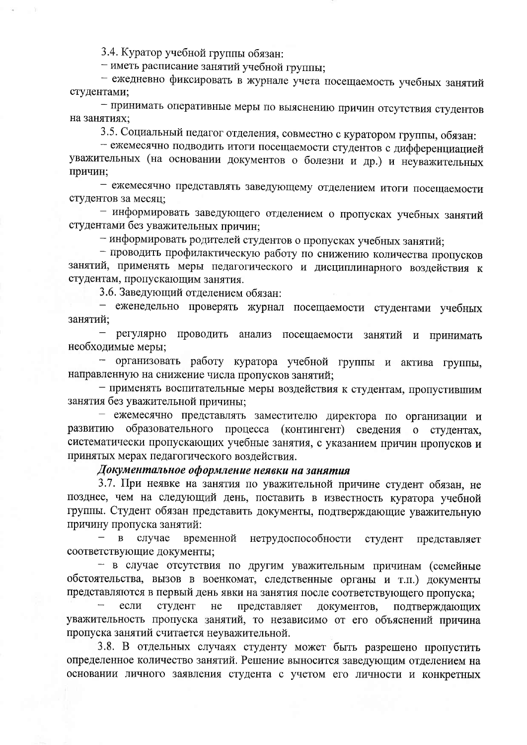3.4. Куратор учебной группы обязан:

– иметь расписание занятий учебной группы;

– ежедневно фиксировать в журнале учета посещаемость учебных занятий студентами;

– принимать оперативные меры по выяснению причин отсутствия студентов на занятиях;

3.5. Социальный педагог отделения, совместно с куратором группы, обязан:

– ежемесячно подводить итоги посещаемости студентов с дифференциацией уважительных (на основании документов о болезни и др.) и неуважительных причин;

– ежемесячно представлять заведующему отделением итоги посещаемости студентов за месяц;

– информировать заведующего отделением о пропусках учебных занятий студентами без уважительных причин;

– информировать родителей студентов о пропусках учебных занятий;

– проводить профилактическую работу по снижению количества пропусков занятий, применять меры педагогического и дисциплинарного воздействия к студентам, пропускающим занятия.

3.6. Заведующий отделением обязан:

– еженедельно проверять журнал посещаемости студентами учебных занятий;

– регулярно проводить анализ посещаемости занятий и принимать необходимые меры;

– организовать работу куратора учебной группы и актива группы, направленную на снижение числа пропусков занятий;

– применять воспитательные меры воздействия к студентам, пропустившим занятия без уважительной причины;

– ежемесячно представлять заместителю директора по организации и развитию образовательного процесса (контингент) сведения о студентах, систематически пропускающих учебные занятия, с указанием причин пропусков и принятых мерах педагогического воздействия.

***Документальное оформление неявки на занятия***

3.7. При неявке на занятия по уважительной причине студент обязан, не позднее, чем на следующий день, поставить в известность куратора учебной группы. Студент обязан представить документы, подтверждающие уважительную причину пропуска занятий:

– в случае временной нетрудоспособности студент представляет соответствующие документы;

– в случае отсутствия по другим уважительным причинам (семейные обстоятельства, вызов в военкомат, следственные органы и т.п.) документы представляются в первый день явки на занятия после соответствующего пропуска;

– если студент не представляет документов, подтверждающих уважительность пропуска занятий, то независимо от его объяснений причина пропуска занятий считается неуважительной.

3.8. В отдельных случаях студенту может быть разрешено пропустить определенное количество занятий. Решение выносится заведующим отделением на основании личного заявления студента с учетом его личности и конкретных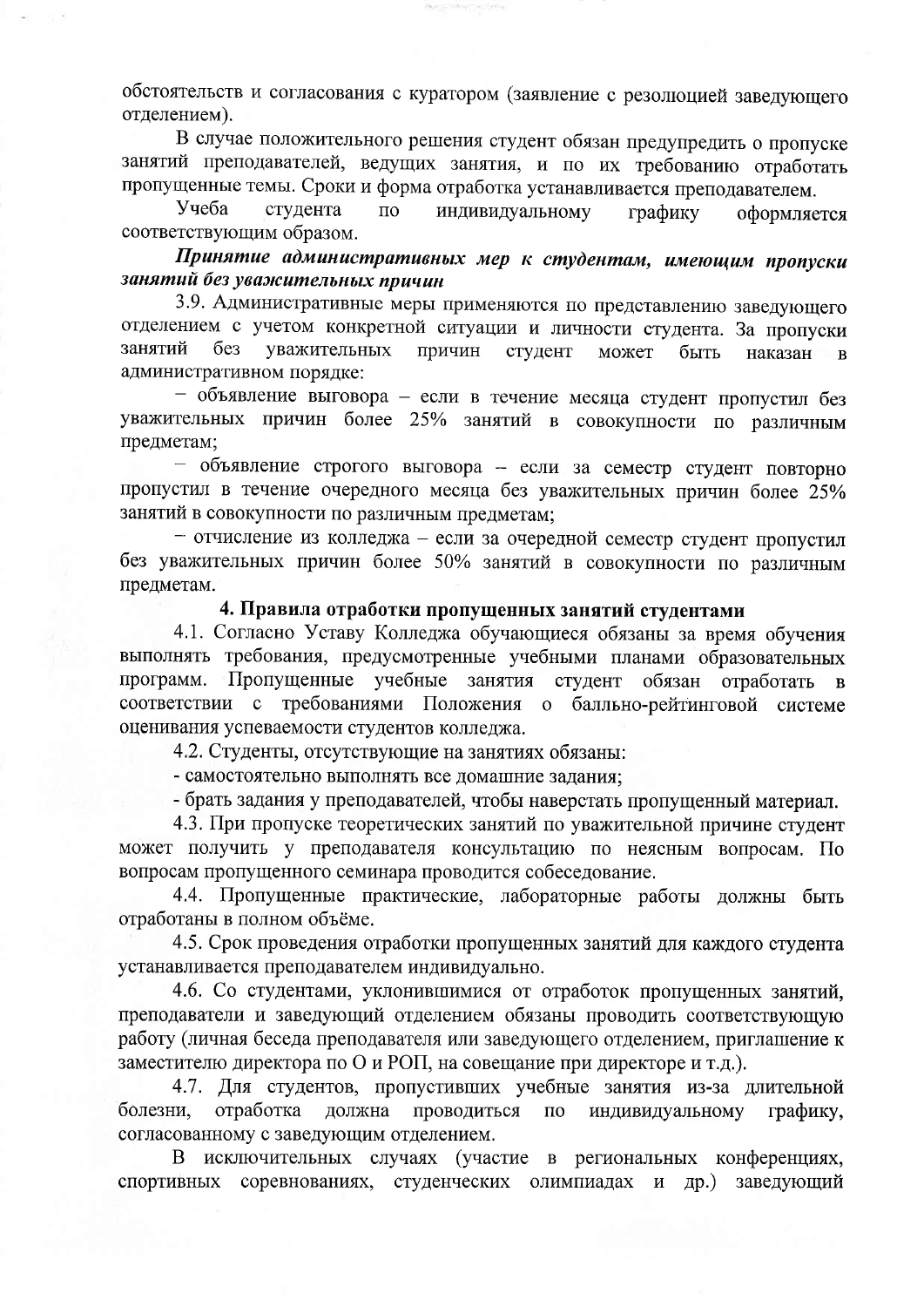обстоятельств и согласования с куратором (заявление с резолюцией заведующего отделением).

В случае положительного решения студент обязан предупредить о пропуске занятий преподавателей, ведущих занятия, и по их требованию отработать пропущенные темы. Сроки и форма отработка устанавливается преподавателем.

Учеба студента по индивидуальному графику оформляется соответствующим образом.

***Принятие административных мер к студентам, имеющим пропуски занятий без уважительных причин***

3.9. Административные меры применяются по представлению заведующего отделением с учетом конкретной ситуации и личности студента. За пропуски занятий без уважительных причин студент может быть наказан в административном порядке:

– объявление выговора – если в течение месяца студент пропустил без уважительных причин более 25% занятий в совокупности по различным предметам;

– объявление строгого выговора – если за семестр студент повторно пропустил в течение очередного месяца без уважительных причин более 25% занятий в совокупности по различным предметам;

– отчисление из колледжа – если за очередной семестр студент пропустил без уважительных причин более 50% занятий в совокупности по различным предметам.

## 4. Правила отработки пропущенных занятий студентами

4.1. Согласно Уставу Колледжа обучающиеся обязаны за время обучения выполнять требования, предусмотренные учебными планами образовательных программ. Пропущенные учебные занятия студент обязан отработать в соответствии с требованиями Положения о балльно-рейтинговой системе оценивания успеваемости студентов колледжа.

4.2. Студенты, отсутствующие на занятиях обязаны:

- самостоятельно выполнять все домашние задания;
- брать задания у преподавателей, чтобы наверстать пропущенный материал.

4.3. При пропуске теоретических занятий по уважительной причине студент может получить у преподавателя консультацию по неясным вопросам. По вопросам пропущенного семинара проводится собеседование.

4.4. Пропущенные практические, лабораторные работы должны быть отработаны в полном объёме.

4.5. Срок проведения отработки пропущенных занятий для каждого студента устанавливается преподавателем индивидуально.

4.6. Со студентами, уклонившимися от отработок пропущенных занятий, преподаватели и заведующий отделением обязаны проводить соответствующую работу (личная беседа преподавателя или заведующего отделением, приглашение к заместителю директора по О и РОП, на совещание при директоре и т.д.).

4.7. Для студентов, пропустивших учебные занятия из-за длительной болезни, отработка должна проводиться по индивидуальному графику, согласованному с заведующим отделением.

В исключительных случаях (участие в региональных конференциях, спортивных соревнованиях, студенческих олимпиадах и др.) заведующий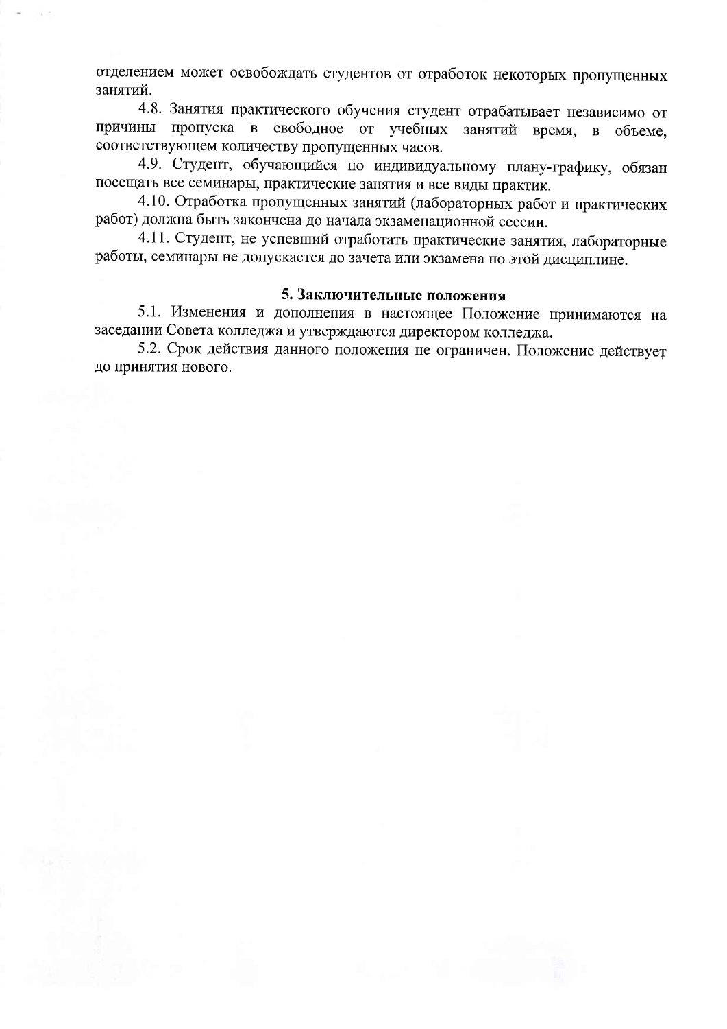отделением может освобождать студентов от отработок некоторых пропущенных занятий.

4.8. Занятия практического обучения студент отрабатывает независимо от причины пропуска в свободное от учебных занятий время, в объеме, соответствующем количеству пропущенных часов.

4.9. Студент, обучающийся по индивидуальному плану-графику, обязан посещать все семинары, практические занятия и все виды практик.

4.10. Отработка пропущенных занятий (лабораторных работ и практических работ) должна быть закончена до начала экзаменационной сессии.

4.11. Студент, не успевший отработать практические занятия, лабораторные работы, семинары не допускается до зачета или экзамена по этой дисциплине.

## 5. Заключительные положения

5.1. Изменения и дополнения в настоящее Положение принимаются на заседании Совета колледжа и утверждаются директором колледжа.

5.2. Срок действия данного положения не ограничен. Положение действует до принятия нового.